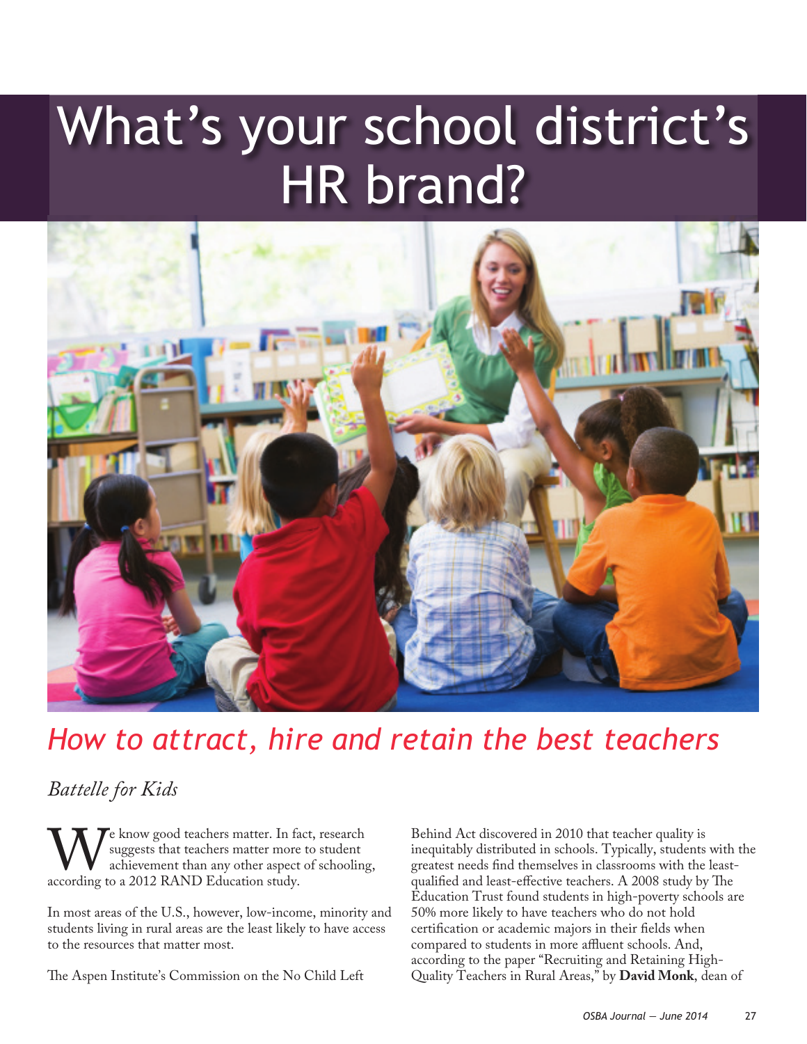# What's your school district's HR brand?

## *How to attract, hire and retain the best teachers*

*Battelle for Kids*

We know good teachers matter. In fact, research suggests that teachers matter more to student achievement than any other aspect of schooling, according to a 2012 RAND Education study.

In most areas of the U.S., however, low-income, minority and students living in rural areas are the least likely to have access to the resources that matter most.

The Aspen Institute's Commission on the No Child Left Behind Act discovered in 2010 that teacher quality is inequitably distributed in schools. Typically, students with the greatest needs find themselves in classrooms with the least-qualified and least-effective teachers. A 2008 study by The Education Trust found students in high-poverty schools are 50% more likely to have teachers who do not hold certification or academic majors in their fields when compared to students in more affluent schools. And, according to the paper "Recruiting and Retaining High-Quality Teachers in Rural Areas," by **David Monk**, dean of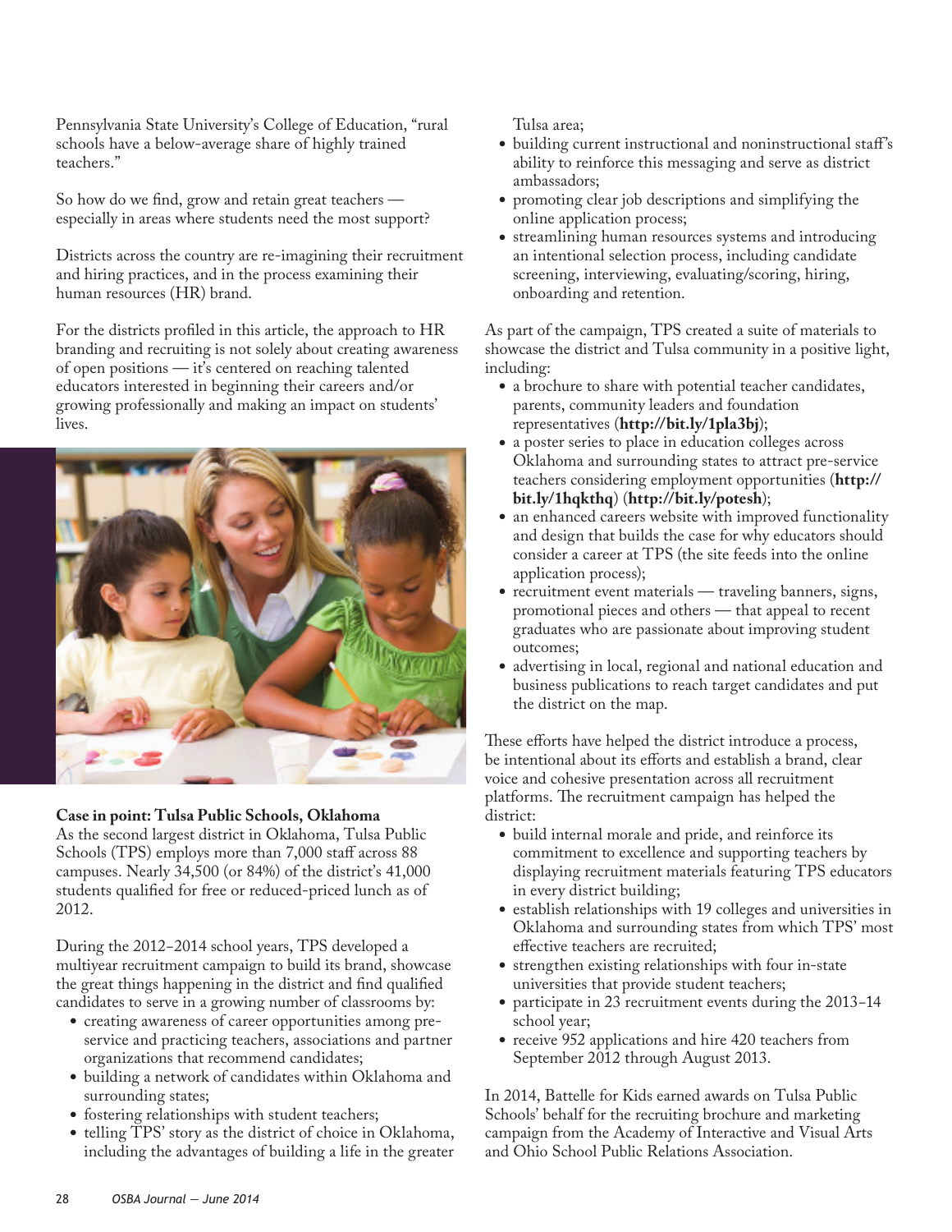Pennsylvania State University's College of Education, "rural schools have a below-average share of highly trained teachers."

So how do we find, grow and retain great teachers — especially in areas where students need the most support?

Districts across the country are re-imagining their recruitment and hiring practices, and in the process examining their human resources (HR) brand.

For the districts profiled in this article, the approach to HR branding and recruiting is not solely about creating awareness of open positions — it's centered on reaching talented educators interested in beginning their careers and/or growing professionally and making an impact on students' lives.

**Case in point: Tulsa Public Schools, Oklahoma**
As the second largest district in Oklahoma, Tulsa Public Schools (TPS) employs more than 7,000 staff across 88 campuses. Nearly 34,500 (or 84%) of the district's 41,000 students qualified for free or reduced-priced lunch as of 2012.

During the 2012–2014 school years, TPS developed a multiyear recruitment campaign to build its brand, showcase the great things happening in the district and find qualified candidates to serve in a growing number of classrooms by:

- creating awareness of career opportunities among pre-service and practicing teachers, associations and partner organizations that recommend candidates;
- building a network of candidates within Oklahoma and surrounding states;
- fostering relationships with student teachers;
- telling TPS' story as the district of choice in Oklahoma, including the advantages of building a life in the greater Tulsa area;
- building current instructional and noninstructional staff's ability to reinforce this messaging and serve as district ambassadors;
- promoting clear job descriptions and simplifying the online application process;
- streamlining human resources systems and introducing an intentional selection process, including candidate screening, interviewing, evaluating/scoring, hiring, onboarding and retention.

As part of the campaign, TPS created a suite of materials to showcase the district and Tulsa community in a positive light, including:

- a brochure to share with potential teacher candidates, parents, community leaders and foundation representatives (**http://bit.ly/1pla3bj**);
- a poster series to place in education colleges across Oklahoma and surrounding states to attract pre-service teachers considering employment opportunities (**http://bit.ly/1hqkthq**) (**http://bit.ly/potesh**);
- an enhanced careers website with improved functionality and design that builds the case for why educators should consider a career at TPS (the site feeds into the online application process);
- recruitment event materials — traveling banners, signs, promotional pieces and others — that appeal to recent graduates who are passionate about improving student outcomes;
- advertising in local, regional and national education and business publications to reach target candidates and put the district on the map.

These efforts have helped the district introduce a process, be intentional about its efforts and establish a brand, clear voice and cohesive presentation across all recruitment platforms. The recruitment campaign has helped the district:

- build internal morale and pride, and reinforce its commitment to excellence and supporting teachers by displaying recruitment materials featuring TPS educators in every district building;
- establish relationships with 19 colleges and universities in Oklahoma and surrounding states from which TPS' most effective teachers are recruited;
- strengthen existing relationships with four in-state universities that provide student teachers;
- participate in 23 recruitment events during the 2013–14 school year;
- receive 952 applications and hire 420 teachers from September 2012 through August 2013.

In 2014, Battelle for Kids earned awards on Tulsa Public Schools' behalf for the recruiting brochure and marketing campaign from the Academy of Interactive and Visual Arts and Ohio School Public Relations Association.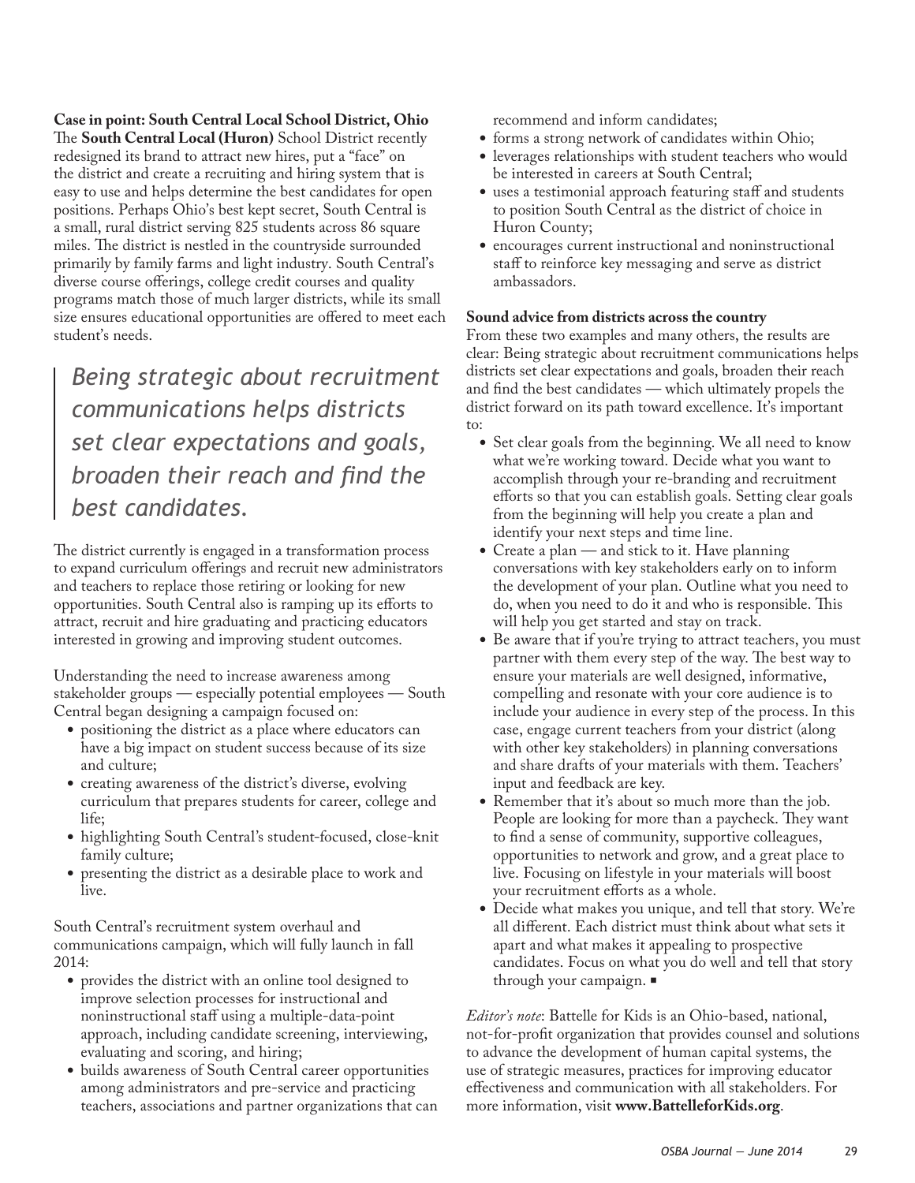**Case in point: South Central Local School District, Ohio**

The **South Central Local (Huron)** School District recently redesigned its brand to attract new hires, put a "face" on the district and create a recruiting and hiring system that is easy to use and helps determine the best candidates for open positions. Perhaps Ohio's best kept secret, South Central is a small, rural district serving 825 students across 86 square miles. The district is nestled in the countryside surrounded primarily by family farms and light industry. South Central's diverse course offerings, college credit courses and quality programs match those of much larger districts, while its small size ensures educational opportunities are offered to meet each student's needs.

> *Being strategic about recruitment communications helps districts set clear expectations and goals, broaden their reach and find the best candidates.*

The district currently is engaged in a transformation process to expand curriculum offerings and recruit new administrators and teachers to replace those retiring or looking for new opportunities. South Central also is ramping up its efforts to attract, recruit and hire graduating and practicing educators interested in growing and improving student outcomes.

Understanding the need to increase awareness among stakeholder groups — especially potential employees — South Central began designing a campaign focused on:

- positioning the district as a place where educators can have a big impact on student success because of its size and culture;
- creating awareness of the district's diverse, evolving curriculum that prepares students for career, college and life;
- highlighting South Central's student-focused, close-knit family culture;
- presenting the district as a desirable place to work and live.

South Central's recruitment system overhaul and communications campaign, which will fully launch in fall 2014:

- provides the district with an online tool designed to improve selection processes for instructional and noninstructional staff using a multiple-data-point approach, including candidate screening, interviewing, evaluating and scoring, and hiring;
- builds awareness of South Central career opportunities among administrators and pre-service and practicing teachers, associations and partner organizations that can recommend and inform candidates;
- forms a strong network of candidates within Ohio;
- leverages relationships with student teachers who would be interested in careers at South Central;
- uses a testimonial approach featuring staff and students to position South Central as the district of choice in Huron County;
- encourages current instructional and noninstructional staff to reinforce key messaging and serve as district ambassadors.

**Sound advice from districts across the country**

From these two examples and many others, the results are clear: Being strategic about recruitment communications helps districts set clear expectations and goals, broaden their reach and find the best candidates — which ultimately propels the district forward on its path toward excellence. It's important to:

- Set clear goals from the beginning. We all need to know what we're working toward. Decide what you want to accomplish through your re-branding and recruitment efforts so that you can establish goals. Setting clear goals from the beginning will help you create a plan and identify your next steps and time line.
- Create a plan — and stick to it. Have planning conversations with key stakeholders early on to inform the development of your plan. Outline what you need to do, when you need to do it and who is responsible. This will help you get started and stay on track.
- Be aware that if you're trying to attract teachers, you must partner with them every step of the way. The best way to ensure your materials are well designed, informative, compelling and resonate with your core audience is to include your audience in every step of the process. In this case, engage current teachers from your district (along with other key stakeholders) in planning conversations and share drafts of your materials with them. Teachers' input and feedback are key.
- Remember that it's about so much more than the job. People are looking for more than a paycheck. They want to find a sense of community, supportive colleagues, opportunities to network and grow, and a great place to live. Focusing on lifestyle in your materials will boost your recruitment efforts as a whole.
- Decide what makes you unique, and tell that story. We're all different. Each district must think about what sets it apart and what makes it appealing to prospective candidates. Focus on what you do well and tell that story through your campaign. ■

*Editor's note*: Battelle for Kids is an Ohio-based, national, not-for-profit organization that provides counsel and solutions to advance the development of human capital systems, the use of strategic measures, practices for improving educator effectiveness and communication with all stakeholders. For more information, visit **www.BattelleforKids.org**.